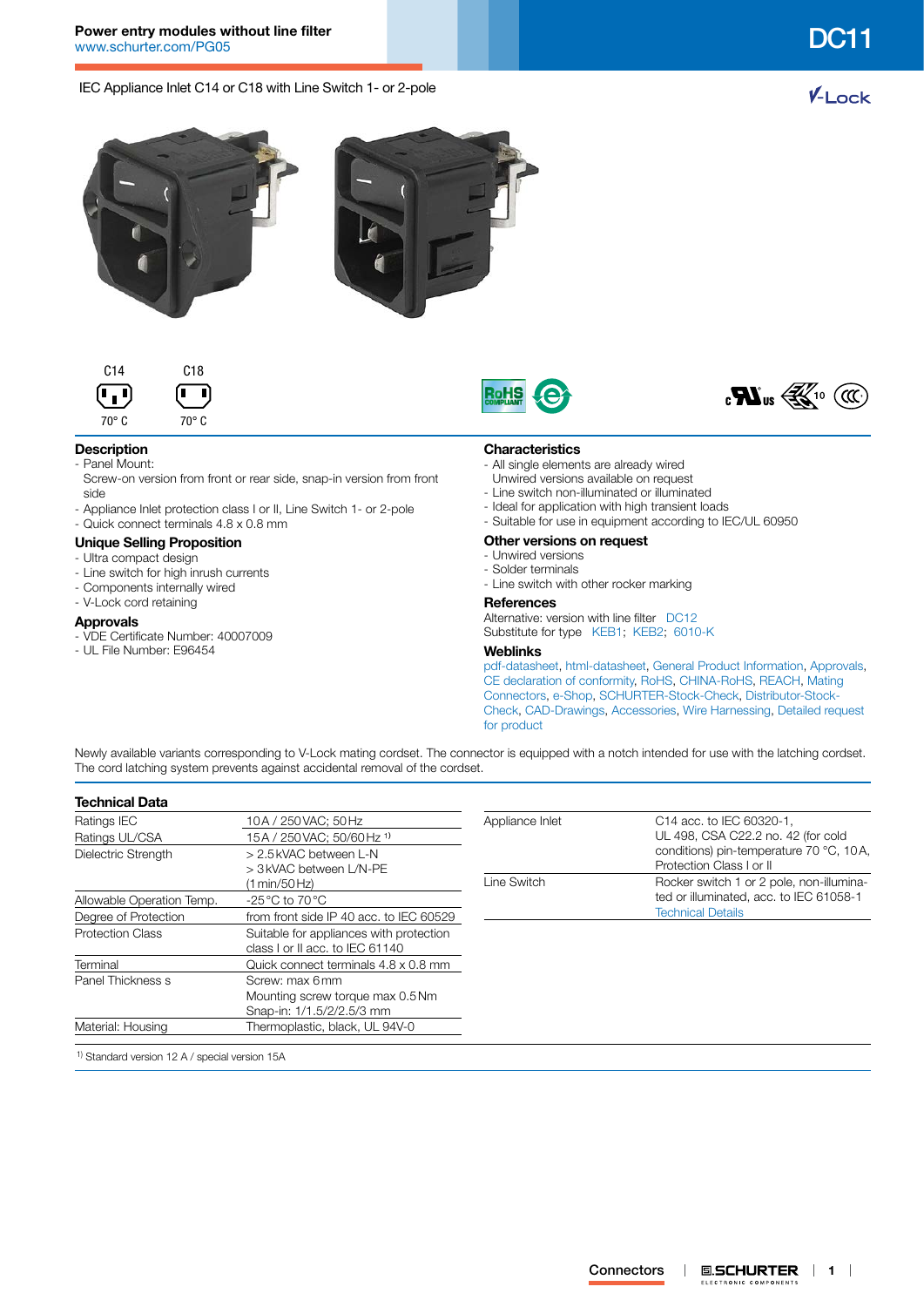# DC11

**Power entry modules without line filter**
www.schurter.com/PG05

IEC Appliance Inlet C14 or C18 with Line Switch 1- or 2-pole

V-Lock

C14 — 70° C

C18 — 70° C

## Description

- Panel Mount:
  Screw-on version from front or rear side, snap-in version from front side
- Appliance Inlet protection class I or II, Line Switch 1- or 2-pole
- Quick connect terminals 4.8 x 0.8 mm

## Unique Selling Proposition

- Ultra compact design
- Line switch for high inrush currents
- Components internally wired
- V-Lock cord retaining

## Approvals

- VDE Certificate Number: 40007009
- UL File Number: E96454

## Characteristics

- All single elements are already wired
  Unwired versions available on request
- Line switch non-illuminated or illuminated
- Ideal for application with high transient loads
- Suitable for use in equipment according to IEC/UL 60950

## Other versions on request

- Unwired versions
- Solder terminals
- Line switch with other rocker marking

## References

Alternative: version with line filter DC12
Substitute for type KEB1; KEB2; 6010-K

## Weblinks

pdf-datasheet, html-datasheet, General Product Information, Approvals, CE declaration of conformity, RoHS, CHINA-RoHS, REACH, Mating Connectors, e-Shop, SCHURTER-Stock-Check, Distributor-Stock-Check, CAD-Drawings, Accessories, Wire Harnessing, Detailed request for product

Newly available variants corresponding to V-Lock mating cordset. The connector is equipped with a notch intended for use with the latching cordset. The cord latching system prevents against accidental removal of the cordset.

## Technical Data

| | |
|---|---|
| Ratings IEC | 10 A / 250 VAC; 50 Hz |
| Ratings UL/CSA | 15 A / 250 VAC; 50/60 Hz [1] |
| Dielectric Strength | > 2.5 kVAC between L-N<br>> 3 kVAC between L/N-PE<br>(1 min/50 Hz) |
| Allowable Operation Temp. | -25 °C to 70 °C |
| Degree of Protection | from front side IP 40 acc. to IEC 60529 |
| Protection Class | Suitable for appliances with protection class I or II acc. to IEC 61140 |
| Terminal | Quick connect terminals 4.8 x 0.8 mm |
| Panel Thickness s | Screw: max 6 mm<br>Mounting screw torque max 0.5 Nm<br>Snap-in: 1/1.5/2/2.5/3 mm |
| Material: Housing | Thermoplastic, black, UL 94V-0 |

| | |
|---|---|
| Appliance Inlet | C14 acc. to IEC 60320-1, UL 498, CSA C22.2 no. 42 (for cold conditions) pin-temperature 70 °C, 10 A, Protection Class I or II |
| Line Switch | Rocker switch 1 or 2 pole, non-illuminated or illuminated, acc. to IEC 61058-1<br>Technical Details |

[1] Standard version 12 A / special version 15A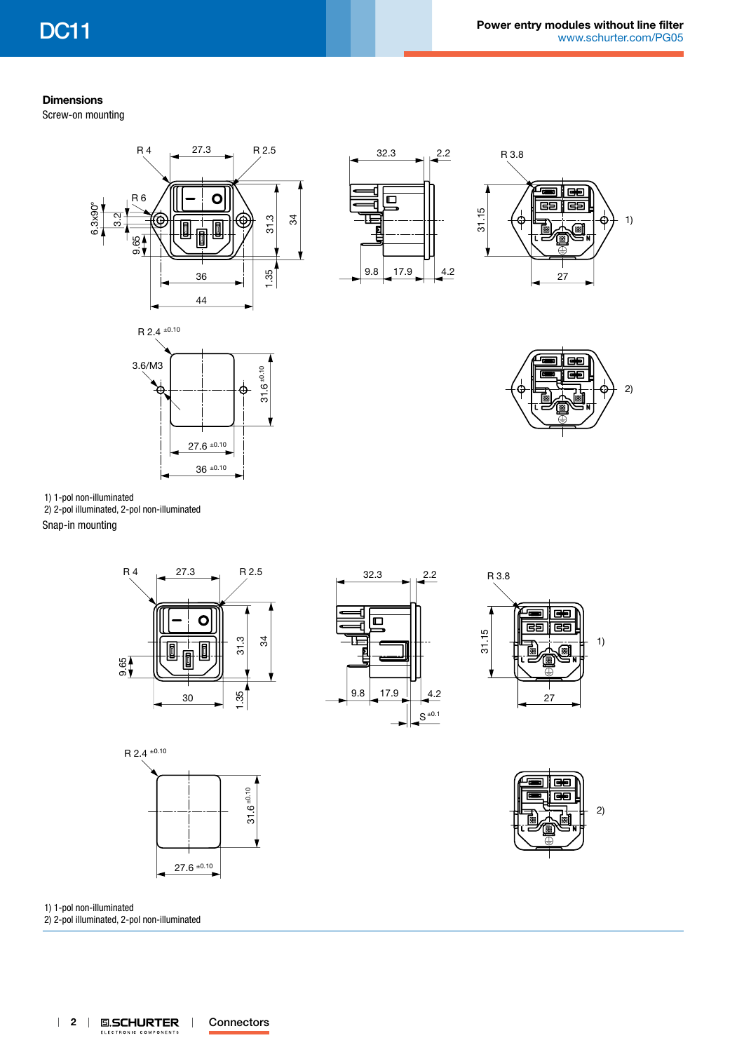## Dimensions

Screw-on mounting

R 4 27.3 R 2.5 R 6 6.3x90° 3.2 9.65 31.3 34 1.35 36 44

32.3 2.2 9.8 17.9 4.2

R 3.8 31.15 27 1)

R 2.4 ±0.10 3.6/M3 31.6 ±0.10 27.6 ±0.10 36 ±0.10

2)

1) 1-pol non-illuminated
2) 2-pol illuminated, 2-pol non-illuminated

Snap-in mounting

R 4 27.3 R 2.5 9.65 31.3 34 1.35 30

32.3 2.2 9.8 17.9 4.2 S ±0.1

R 3.8 31.15 27 1)

R 2.4 ±0.10 31.6 ±0.10 27.6 ±0.10

2)

1) 1-pol non-illuminated
2) 2-pol illuminated, 2-pol non-illuminated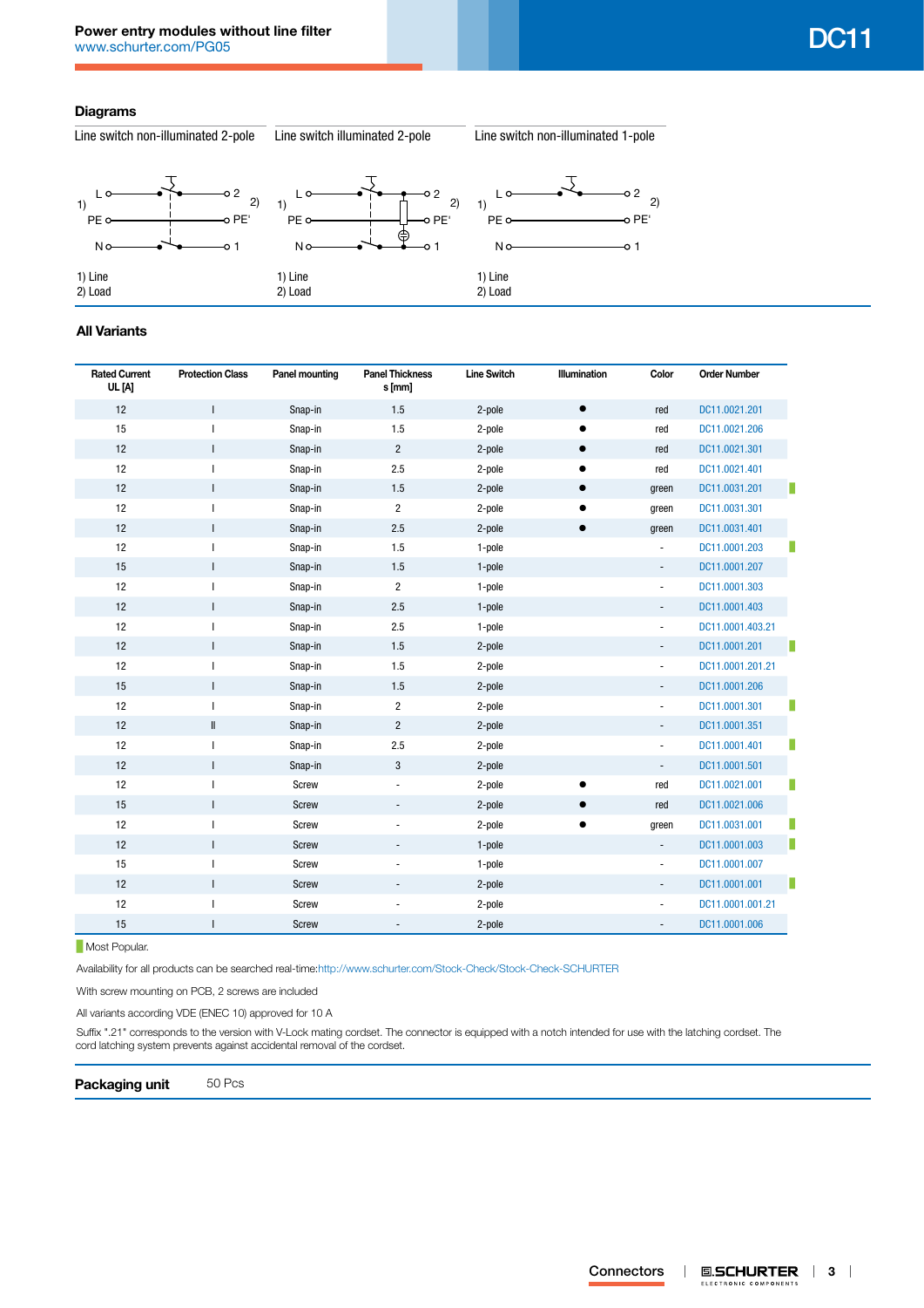## Diagrams

| Line switch non-illuminated 2-pole | Line switch illuminated 2-pole | Line switch non-illuminated 1-pole |
|---|---|---|
| 1) Line<br>2) Load | 1) Line<br>2) Load | 1) Line<br>2) Load |

## All Variants

| Rated Current UL [A] | Protection Class | Panel mounting | Panel Thickness s [mm] | Line Switch | Illumination | Color | Order Number | |
|---|---|---|---|---|---|---|---|---|
| 12 | I | Snap-in | 1.5 | 2-pole | ● | red | DC11.0021.201 | |
| 15 | I | Snap-in | 1.5 | 2-pole | ● | red | DC11.0021.206 | |
| 12 | I | Snap-in | 2 | 2-pole | ● | red | DC11.0021.301 | |
| 12 | I | Snap-in | 2.5 | 2-pole | ● | red | DC11.0021.401 | |
| 12 | I | Snap-in | 1.5 | 2-pole | ● | green | DC11.0031.201 | ▮ |
| 12 | I | Snap-in | 2 | 2-pole | ● | green | DC11.0031.301 | |
| 12 | I | Snap-in | 2.5 | 2-pole | ● | green | DC11.0031.401 | |
| 12 | I | Snap-in | 1.5 | 1-pole | | - | DC11.0001.203 | ▮ |
| 15 | I | Snap-in | 1.5 | 1-pole | | - | DC11.0001.207 | |
| 12 | I | Snap-in | 2 | 1-pole | | - | DC11.0001.303 | |
| 12 | I | Snap-in | 2.5 | 1-pole | | - | DC11.0001.403 | |
| 12 | I | Snap-in | 2.5 | 1-pole | | - | DC11.0001.403.21 | |
| 12 | I | Snap-in | 1.5 | 2-pole | | - | DC11.0001.201 | ▮ |
| 12 | I | Snap-in | 1.5 | 2-pole | | - | DC11.0001.201.21 | |
| 15 | I | Snap-in | 1.5 | 2-pole | | - | DC11.0001.206 | |
| 12 | I | Snap-in | 2 | 2-pole | | - | DC11.0001.301 | ▮ |
| 12 | II | Snap-in | 2 | 2-pole | | - | DC11.0001.351 | |
| 12 | I | Snap-in | 2.5 | 2-pole | | - | DC11.0001.401 | ▮ |
| 12 | I | Snap-in | 3 | 2-pole | | - | DC11.0001.501 | |
| 12 | I | Screw | - | 2-pole | ● | red | DC11.0021.001 | ▮ |
| 15 | I | Screw | - | 2-pole | ● | red | DC11.0021.006 | |
| 12 | I | Screw | - | 2-pole | ● | green | DC11.0031.001 | ▮ |
| 12 | I | Screw | - | 1-pole | | - | DC11.0001.003 | ▮ |
| 15 | I | Screw | - | 1-pole | | - | DC11.0001.007 | |
| 12 | I | Screw | - | 2-pole | | - | DC11.0001.001 | ▮ |
| 12 | I | Screw | - | 2-pole | | - | DC11.0001.001.21 | |
| 15 | I | Screw | - | 2-pole | | - | DC11.0001.006 | |

▮ Most Popular.

Availability for all products can be searched real-time:http://www.schurter.com/Stock-Check/Stock-Check-SCHURTER

With screw mounting on PCB, 2 screws are included

All variants according VDE (ENEC 10) approved for 10 A

Suffix ".21" corresponds to the version with V-Lock mating cordset. The connector is equipped with a notch intended for use with the latching cordset. The cord latching system prevents against accidental removal of the cordset.

**Packaging unit** 50 Pcs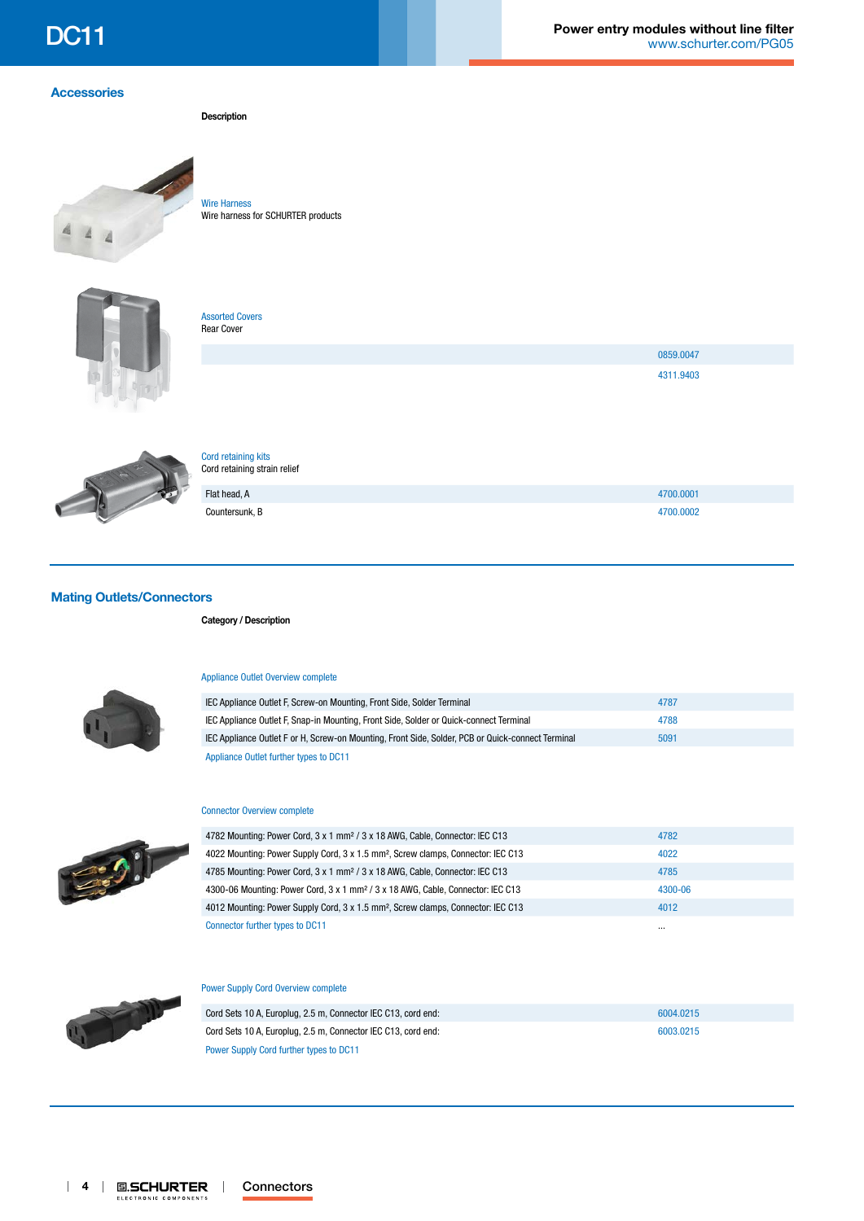## Accessories

**Description**

Wire Harness
Wire harness for SCHURTER products

Assorted Covers
Rear Cover

| | |
|---|---|
| | 0859.0047 |
| | 4311.9403 |

Cord retaining kits
Cord retaining strain relief

| | |
|---|---|
| Flat head, A | 4700.0001 |
| Countersunk, B | 4700.0002 |

## Mating Outlets/Connectors

**Category / Description**

Appliance Outlet Overview complete

| | |
|---|---|
| IEC Appliance Outlet F, Screw-on Mounting, Front Side, Solder Terminal | 4787 |
| IEC Appliance Outlet F, Snap-in Mounting, Front Side, Solder or Quick-connect Terminal | 4788 |
| IEC Appliance Outlet F or H, Screw-on Mounting, Front Side, Solder, PCB or Quick-connect Terminal | 5091 |
| Appliance Outlet further types to DC11 | |

Connector Overview complete

| | |
|---|---|
| 4782 Mounting: Power Cord, 3 x 1 mm² / 3 x 18 AWG, Cable, Connector: IEC C13 | 4782 |
| 4022 Mounting: Power Supply Cord, 3 x 1.5 mm², Screw clamps, Connector: IEC C13 | 4022 |
| 4785 Mounting: Power Cord, 3 x 1 mm² / 3 x 18 AWG, Cable, Connector: IEC C13 | 4785 |
| 4300-06 Mounting: Power Cord, 3 x 1 mm² / 3 x 18 AWG, Cable, Connector: IEC C13 | 4300-06 |
| 4012 Mounting: Power Supply Cord, 3 x 1.5 mm², Screw clamps, Connector: IEC C13 | 4012 |
| Connector further types to DC11 | ... |

Power Supply Cord Overview complete

| | |
|---|---|
| Cord Sets 10 A, Europlug, 2.5 m, Connector IEC C13, cord end: | 6004.0215 |
| Cord Sets 10 A, Europlug, 2.5 m, Connector IEC C13, cord end: | 6003.0215 |
| Power Supply Cord further types to DC11 | |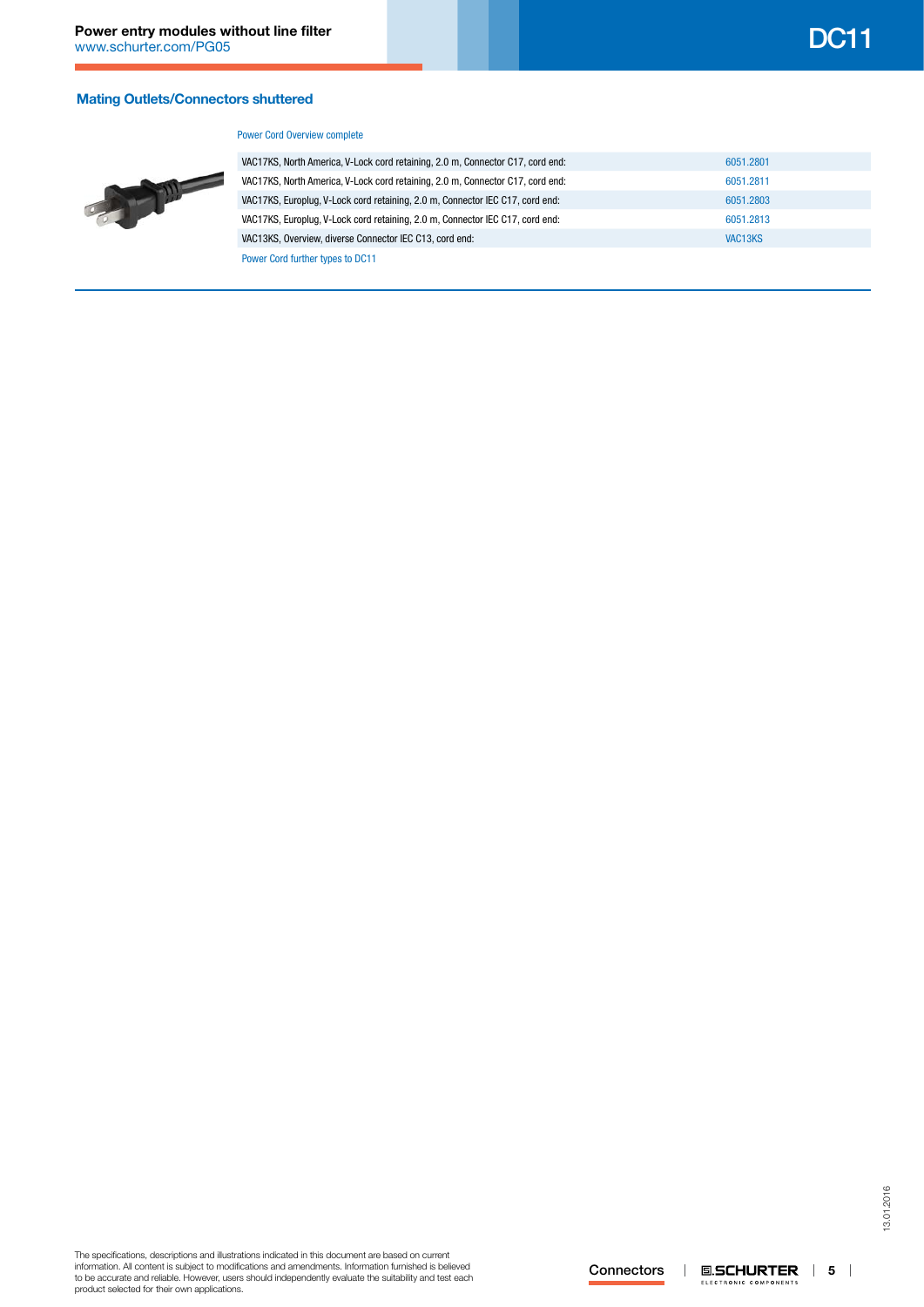## Mating Outlets/Connectors shuttered

Power Cord Overview complete

| | |
|---|---|
| VAC17KS, North America, V-Lock cord retaining, 2.0 m, Connector C17, cord end: | 6051.2801 |
| VAC17KS, North America, V-Lock cord retaining, 2.0 m, Connector C17, cord end: | 6051.2811 |
| VAC17KS, Europlug, V-Lock cord retaining, 2.0 m, Connector IEC C17, cord end: | 6051.2803 |
| VAC17KS, Europlug, V-Lock cord retaining, 2.0 m, Connector IEC C17, cord end: | 6051.2813 |
| VAC13KS, Overview, diverse Connector IEC C13, cord end: | VAC13KS |

Power Cord further types to DC11

The specifications, descriptions and illustrations indicated in this document are based on current information. All content is subject to modifications and amendments. Information furnished is believed to be accurate and reliable. However, users should independently evaluate the suitability and test each product selected for their own applications.